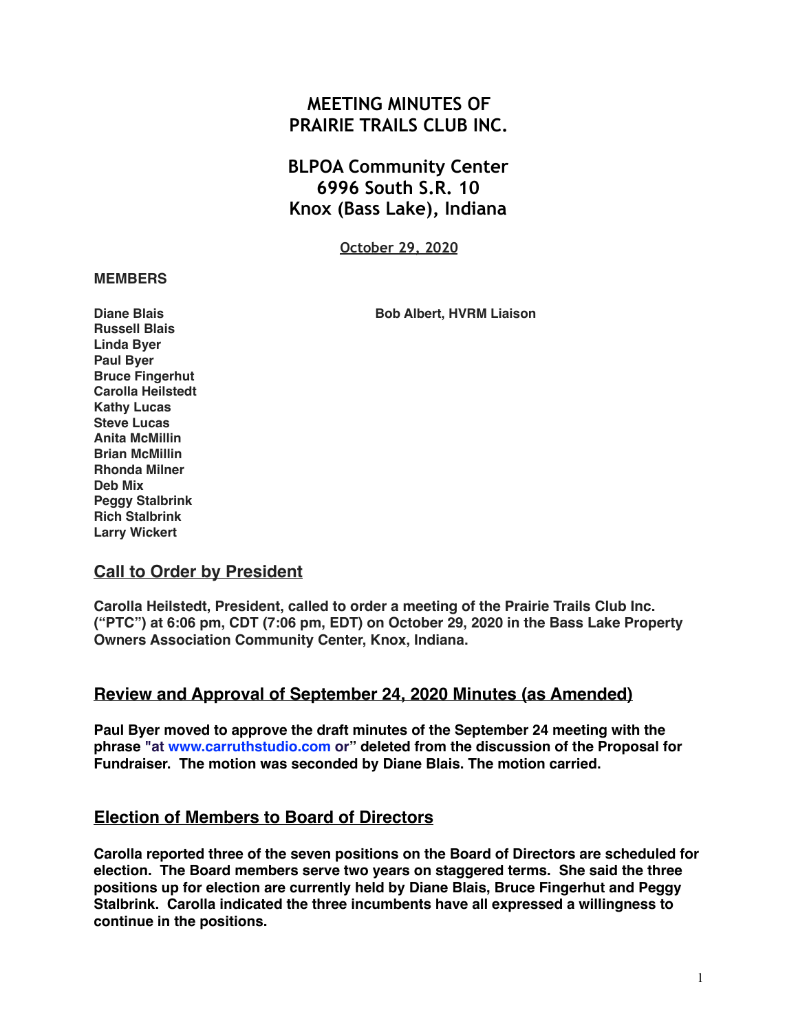# MEETING MINUTES OF PRAIRIE TRAILS CLUB INC.

## BLPOA Community Center
## 6996 South S.R. 10
## Knox (Bass Lake), Indiana

October 29, 2020

**MEMBERS**

**Diane Blais**
**Russell Blais**
**Linda Byer**
**Paul Byer**
**Bruce Fingerhut**
**Carolla Heilstedt**
**Kathy Lucas**
**Steve Lucas**
**Anita McMillin**
**Brian McMillin**
**Rhonda Milner**
**Deb Mix**
**Peggy Stalbrink**
**Rich Stalbrink**
**Larry Wickert**

**Bob Albert, HVRM Liaison**

## Call to Order by President

**Carolla Heilstedt, President, called to order a meeting of the Prairie Trails Club Inc. ("PTC") at 6:06 pm, CDT (7:06 pm, EDT) on October 29, 2020 in the Bass Lake Property Owners Association Community Center, Knox, Indiana.**

## Review and Approval of September 24, 2020 Minutes (as Amended)

**Paul Byer moved to approve the draft minutes of the September 24 meeting with the phrase "at www.carruthstudio.com or" deleted from the discussion of the Proposal for Fundraiser. The motion was seconded by Diane Blais. The motion carried.**

## Election of Members to Board of Directors

**Carolla reported three of the seven positions on the Board of Directors are scheduled for election. The Board members serve two years on staggered terms. She said the three positions up for election are currently held by Diane Blais, Bruce Fingerhut and Peggy Stalbrink. Carolla indicated the three incumbents have all expressed a willingness to continue in the positions.**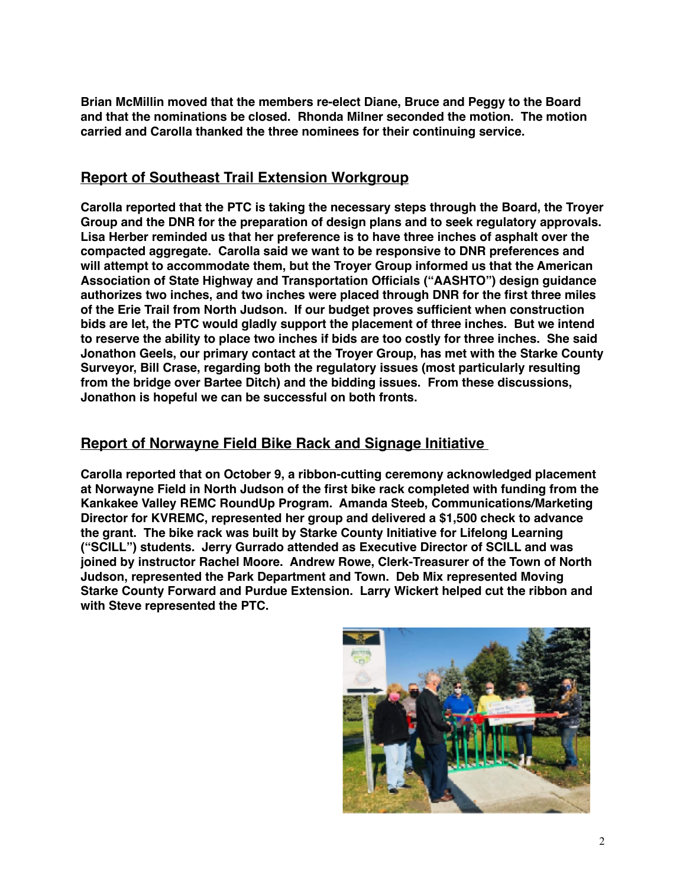**Brian McMillin moved that the members re-elect Diane, Bruce and Peggy to the Board and that the nominations be closed. Rhonda Milner seconded the motion. The motion carried and Carolla thanked the three nominees for their continuing service.**

## Report of Southeast Trail Extension Workgroup

**Carolla reported that the PTC is taking the necessary steps through the Board, the Troyer Group and the DNR for the preparation of design plans and to seek regulatory approvals. Lisa Herber reminded us that her preference is to have three inches of asphalt over the compacted aggregate. Carolla said we want to be responsive to DNR preferences and will attempt to accommodate them, but the Troyer Group informed us that the American Association of State Highway and Transportation Officials ("AASHTO") design guidance authorizes two inches, and two inches were placed through DNR for the first three miles of the Erie Trail from North Judson. If our budget proves sufficient when construction bids are let, the PTC would gladly support the placement of three inches. But we intend to reserve the ability to place two inches if bids are too costly for three inches. She said Jonathon Geels, our primary contact at the Troyer Group, has met with the Starke County Surveyor, Bill Crase, regarding both the regulatory issues (most particularly resulting from the bridge over Bartee Ditch) and the bidding issues. From these discussions, Jonathon is hopeful we can be successful on both fronts.**

## Report of Norwayne Field Bike Rack and Signage Initiative

**Carolla reported that on October 9, a ribbon-cutting ceremony acknowledged placement at Norwayne Field in North Judson of the first bike rack completed with funding from the Kankakee Valley REMC RoundUp Program. Amanda Steeb, Communications/Marketing Director for KVREMC, represented her group and delivered a $1,500 check to advance the grant. The bike rack was built by Starke County Initiative for Lifelong Learning ("SCILL") students. Jerry Gurrado attended as Executive Director of SCILL and was joined by instructor Rachel Moore. Andrew Rowe, Clerk-Treasurer of the Town of North Judson, represented the Park Department and Town. Deb Mix represented Moving Starke County Forward and Purdue Extension. Larry Wickert helped cut the ribbon and with Steve represented the PTC.**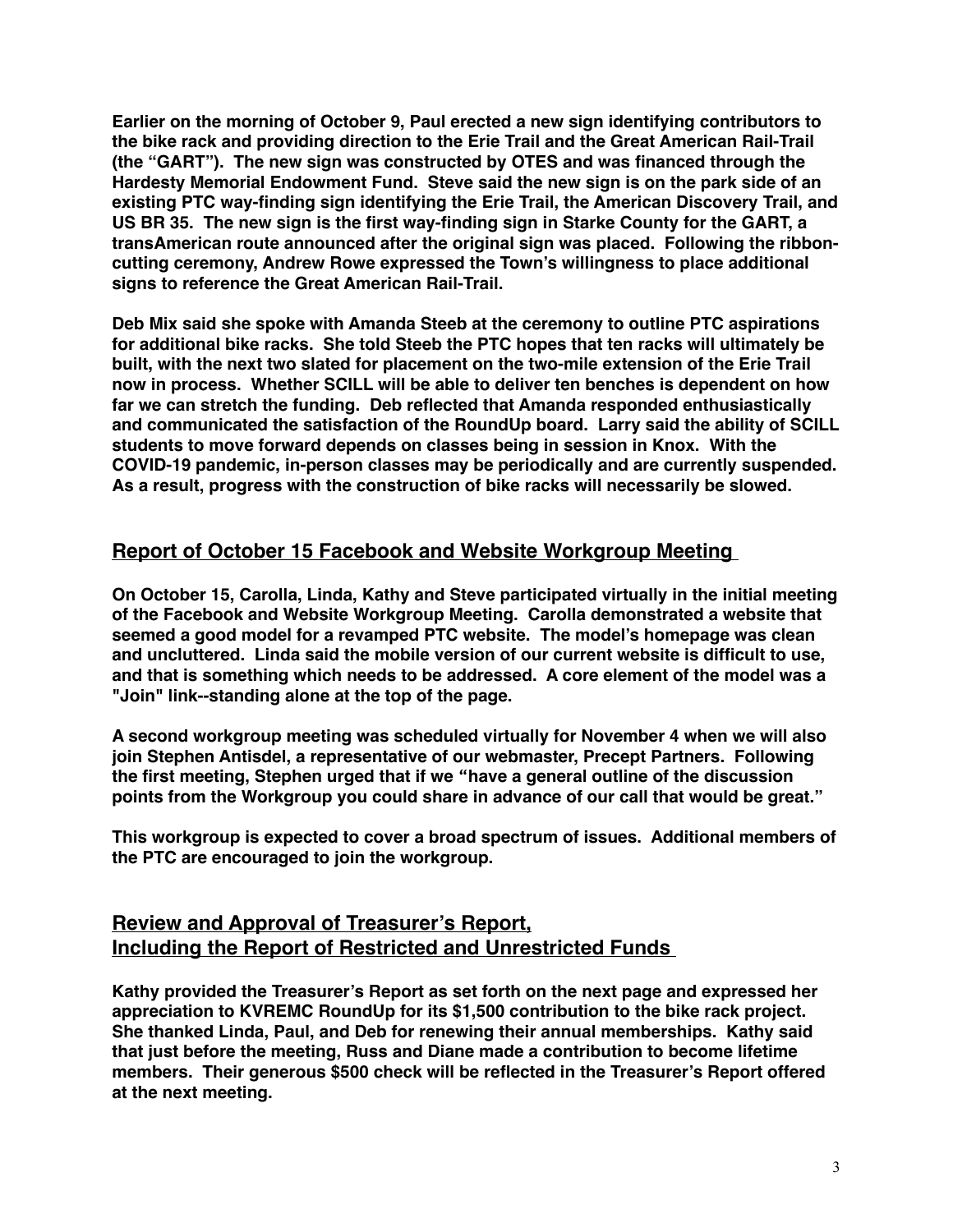**Earlier on the morning of October 9, Paul erected a new sign identifying contributors to the bike rack and providing direction to the Erie Trail and the Great American Rail-Trail (the "GART"). The new sign was constructed by OTES and was financed through the Hardesty Memorial Endowment Fund. Steve said the new sign is on the park side of an existing PTC way-finding sign identifying the Erie Trail, the American Discovery Trail, and US BR 35. The new sign is the first way-finding sign in Starke County for the GART, a transAmerican route announced after the original sign was placed. Following the ribbon-cutting ceremony, Andrew Rowe expressed the Town's willingness to place additional signs to reference the Great American Rail-Trail.**

**Deb Mix said she spoke with Amanda Steeb at the ceremony to outline PTC aspirations for additional bike racks. She told Steeb the PTC hopes that ten racks will ultimately be built, with the next two slated for placement on the two-mile extension of the Erie Trail now in process. Whether SCILL will be able to deliver ten benches is dependent on how far we can stretch the funding. Deb reflected that Amanda responded enthusiastically and communicated the satisfaction of the RoundUp board. Larry said the ability of SCILL students to move forward depends on classes being in session in Knox. With the COVID-19 pandemic, in-person classes may be periodically and are currently suspended. As a result, progress with the construction of bike racks will necessarily be slowed.**

## Report of October 15 Facebook and Website Workgroup Meeting

**On October 15, Carolla, Linda, Kathy and Steve participated virtually in the initial meeting of the Facebook and Website Workgroup Meeting. Carolla demonstrated a website that seemed a good model for a revamped PTC website. The model's homepage was clean and uncluttered. Linda said the mobile version of our current website is difficult to use, and that is something which needs to be addressed. A core element of the model was a "Join" link--standing alone at the top of the page.**

**A second workgroup meeting was scheduled virtually for November 4 when we will also join Stephen Antisdel, a representative of our webmaster, Precept Partners. Following the first meeting, Stephen urged that if we "have a general outline of the discussion points from the Workgroup you could share in advance of our call that would be great."**

**This workgroup is expected to cover a broad spectrum of issues. Additional members of the PTC are encouraged to join the workgroup.**

## Review and Approval of Treasurer's Report, Including the Report of Restricted and Unrestricted Funds

**Kathy provided the Treasurer's Report as set forth on the next page and expressed her appreciation to KVREMC RoundUp for its $1,500 contribution to the bike rack project. She thanked Linda, Paul, and Deb for renewing their annual memberships. Kathy said that just before the meeting, Russ and Diane made a contribution to become lifetime members. Their generous $500 check will be reflected in the Treasurer's Report offered at the next meeting.**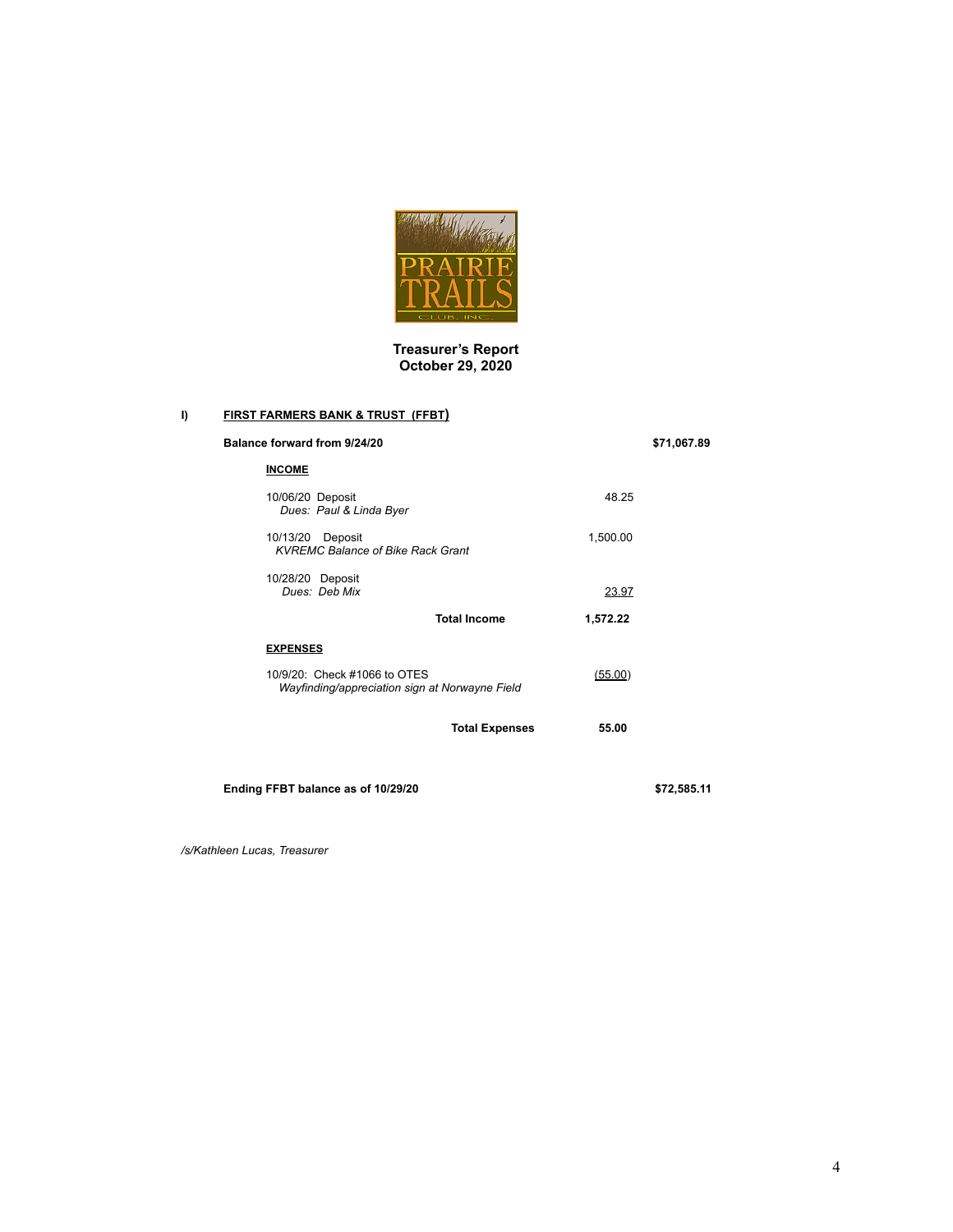# Treasurer's Report
## October 29, 2020

**I) <u>FIRST FARMERS BANK & TRUST (FFBT)</u>**

| | | |
|---|---|---|
| **Balance forward from 9/24/20** | | **$71,067.89** |
| **<u>INCOME</u>** | | |
| 10/06/20 Deposit<br>*Dues: Paul & Linda Byer* | 48.25 | |
| 10/13/20 Deposit<br>*KVREMC Balance of Bike Rack Grant* | 1,500.00 | |
| 10/28/20 Deposit<br>*Dues: Deb Mix* | 23.97 | |
| **Total Income** | **1,572.22** | |
| **<u>EXPENSES</u>** | | |
| 10/9/20: Check #1066 to OTES<br>*Wayfinding/appreciation sign at Norwayne Field* | (55.00) | |
| **Total Expenses** | **55.00** | |
| **Ending FFBT balance as of 10/29/20** | | **$72,585.11** |

*/s/Kathleen Lucas, Treasurer*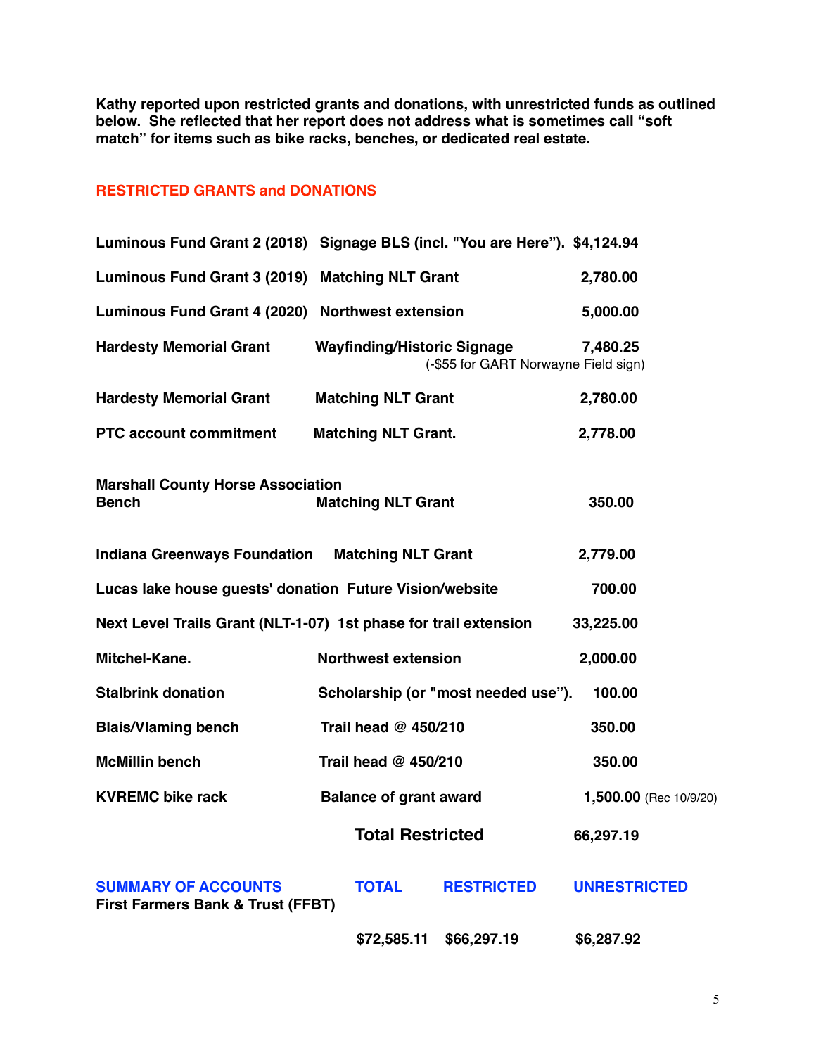**Kathy reported upon restricted grants and donations, with unrestricted funds as outlined below. She reflected that her report does not address what is sometimes call "soft match" for items such as bike racks, benches, or dedicated real estate.**

## RESTRICTED GRANTS and DONATIONS

| | | |
|---|---|---|
| **Luminous Fund Grant 2 (2018)** | **Signage BLS (incl. "You are Here").** | **$4,124.94** |
| **Luminous Fund Grant 3 (2019)** | **Matching NLT Grant** | **2,780.00** |
| **Luminous Fund Grant 4 (2020)** | **Northwest extension** | **5,000.00** |
| **Hardesty Memorial Grant** | **Wayfinding/Historic Signage** (-$55 for GART Norwayne Field sign) | **7,480.25** |
| **Hardesty Memorial Grant** | **Matching NLT Grant** | **2,780.00** |
| **PTC account commitment** | **Matching NLT Grant.** | **2,778.00** |
| **Marshall County Horse Association Bench** | **Matching NLT Grant** | **350.00** |
| **Indiana Greenways Foundation** | **Matching NLT Grant** | **2,779.00** |
| **Lucas lake house guests' donation** | **Future Vision/website** | **700.00** |
| **Next Level Trails Grant (NLT-1-07)** | **1st phase for trail extension** | **33,225.00** |
| **Mitchel-Kane.** | **Northwest extension** | **2,000.00** |
| **Stalbrink donation** | **Scholarship (or "most needed use").** | **100.00** |
| **Blais/Vlaming bench** | **Trail head @ 450/210** | **350.00** |
| **McMillin bench** | **Trail head @ 450/210** | **350.00** |
| **KVREMC bike rack** | **Balance of grant award** | **1,500.00** (Rec 10/9/20) |
| | **Total Restricted** | **66,297.19** |

| SUMMARY OF ACCOUNTS | TOTAL | RESTRICTED | UNRESTRICTED |
|---|---|---|---|
| **First Farmers Bank & Trust (FFBT)** | | | |
| | **$72,585.11** | **$66,297.19** | **$6,287.92** |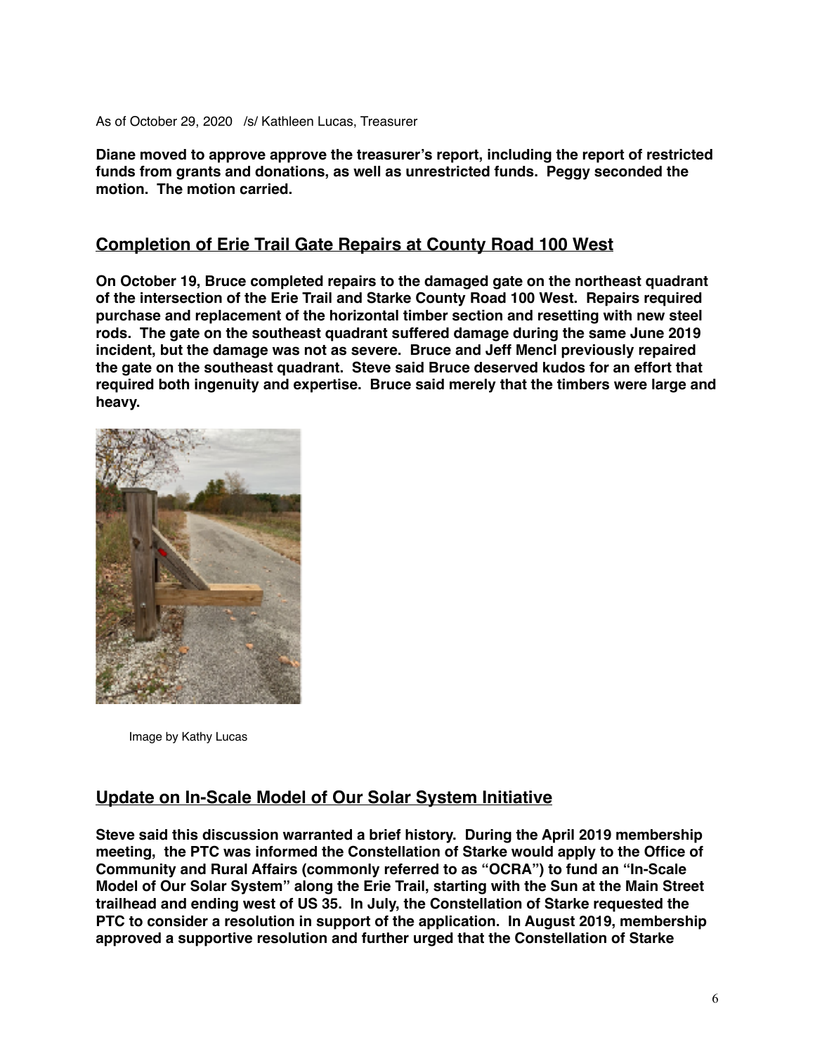As of October 29, 2020 /s/ Kathleen Lucas, Treasurer

**Diane moved to approve approve the treasurer's report, including the report of restricted funds from grants and donations, as well as unrestricted funds. Peggy seconded the motion. The motion carried.**

## Completion of Erie Trail Gate Repairs at County Road 100 West

**On October 19, Bruce completed repairs to the damaged gate on the northeast quadrant of the intersection of the Erie Trail and Starke County Road 100 West. Repairs required purchase and replacement of the horizontal timber section and resetting with new steel rods. The gate on the southeast quadrant suffered damage during the same June 2019 incident, but the damage was not as severe. Bruce and Jeff Mencl previously repaired the gate on the southeast quadrant. Steve said Bruce deserved kudos for an effort that required both ingenuity and expertise. Bruce said merely that the timbers were large and heavy.**

Image by Kathy Lucas

## Update on In-Scale Model of Our Solar System Initiative

**Steve said this discussion warranted a brief history. During the April 2019 membership meeting, the PTC was informed the Constellation of Starke would apply to the Office of Community and Rural Affairs (commonly referred to as "OCRA") to fund an "In-Scale Model of Our Solar System" along the Erie Trail, starting with the Sun at the Main Street trailhead and ending west of US 35. In July, the Constellation of Starke requested the PTC to consider a resolution in support of the application. In August 2019, membership approved a supportive resolution and further urged that the Constellation of Starke**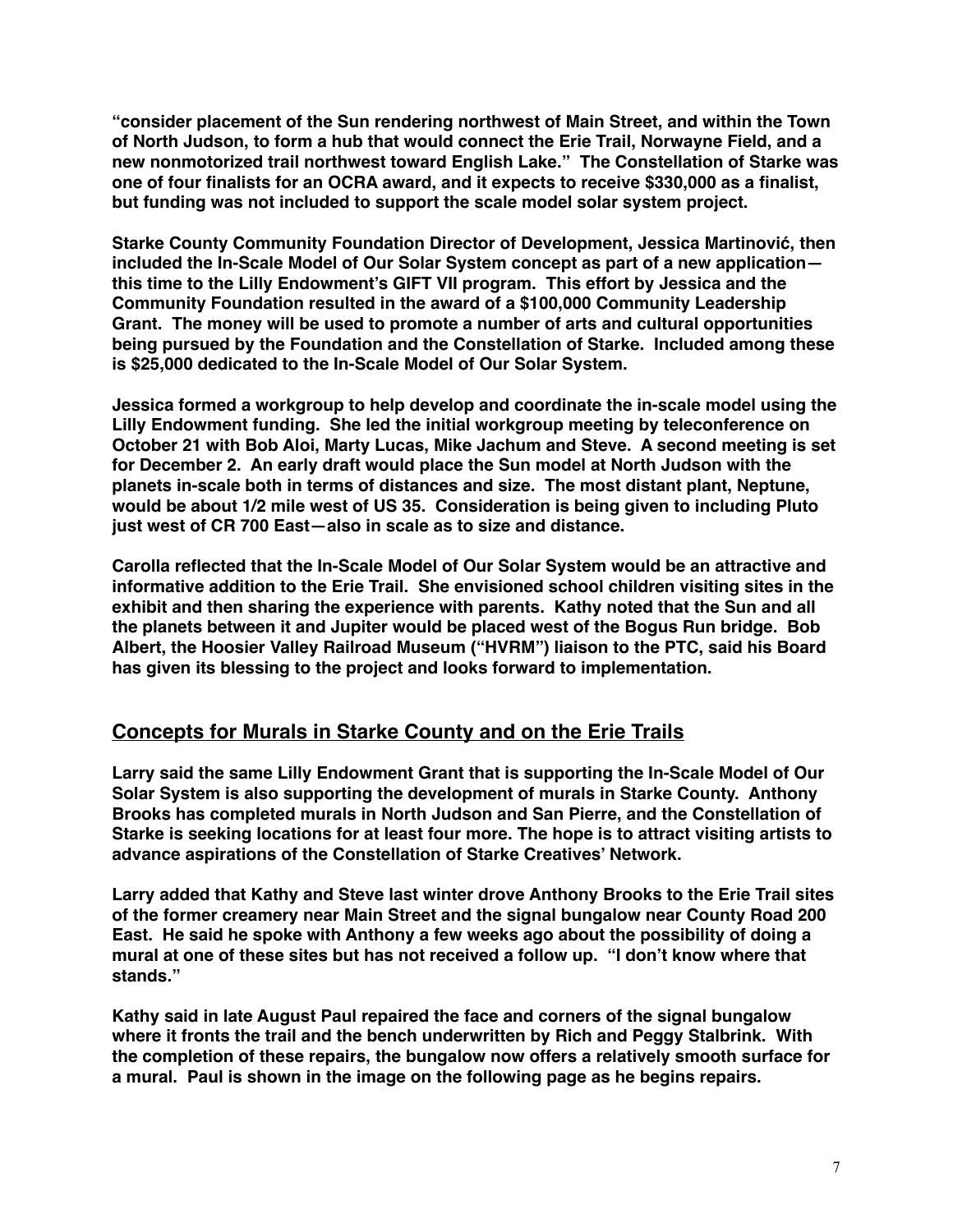**"consider placement of the Sun rendering northwest of Main Street, and within the Town of North Judson, to form a hub that would connect the Erie Trail, Norwayne Field, and a new nonmotorized trail northwest toward English Lake." The Constellation of Starke was one of four finalists for an OCRA award, and it expects to receive $330,000 as a finalist, but funding was not included to support the scale model solar system project.**

**Starke County Community Foundation Director of Development, Jessica Martinović, then included the In-Scale Model of Our Solar System concept as part of a new application—this time to the Lilly Endowment's GIFT VII program. This effort by Jessica and the Community Foundation resulted in the award of a $100,000 Community Leadership Grant. The money will be used to promote a number of arts and cultural opportunities being pursued by the Foundation and the Constellation of Starke. Included among these is $25,000 dedicated to the In-Scale Model of Our Solar System.**

**Jessica formed a workgroup to help develop and coordinate the in-scale model using the Lilly Endowment funding. She led the initial workgroup meeting by teleconference on October 21 with Bob Aloi, Marty Lucas, Mike Jachum and Steve. A second meeting is set for December 2. An early draft would place the Sun model at North Judson with the planets in-scale both in terms of distances and size. The most distant plant, Neptune, would be about 1/2 mile west of US 35. Consideration is being given to including Pluto just west of CR 700 East—also in scale as to size and distance.**

**Carolla reflected that the In-Scale Model of Our Solar System would be an attractive and informative addition to the Erie Trail. She envisioned school children visiting sites in the exhibit and then sharing the experience with parents. Kathy noted that the Sun and all the planets between it and Jupiter would be placed west of the Bogus Run bridge. Bob Albert, the Hoosier Valley Railroad Museum ("HVRM") liaison to the PTC, said his Board has given its blessing to the project and looks forward to implementation.**

## Concepts for Murals in Starke County and on the Erie Trails

**Larry said the same Lilly Endowment Grant that is supporting the In-Scale Model of Our Solar System is also supporting the development of murals in Starke County. Anthony Brooks has completed murals in North Judson and San Pierre, and the Constellation of Starke is seeking locations for at least four more. The hope is to attract visiting artists to advance aspirations of the Constellation of Starke Creatives' Network.**

**Larry added that Kathy and Steve last winter drove Anthony Brooks to the Erie Trail sites of the former creamery near Main Street and the signal bungalow near County Road 200 East. He said he spoke with Anthony a few weeks ago about the possibility of doing a mural at one of these sites but has not received a follow up. "I don't know where that stands."**

**Kathy said in late August Paul repaired the face and corners of the signal bungalow where it fronts the trail and the bench underwritten by Rich and Peggy Stalbrink. With the completion of these repairs, the bungalow now offers a relatively smooth surface for a mural. Paul is shown in the image on the following page as he begins repairs.**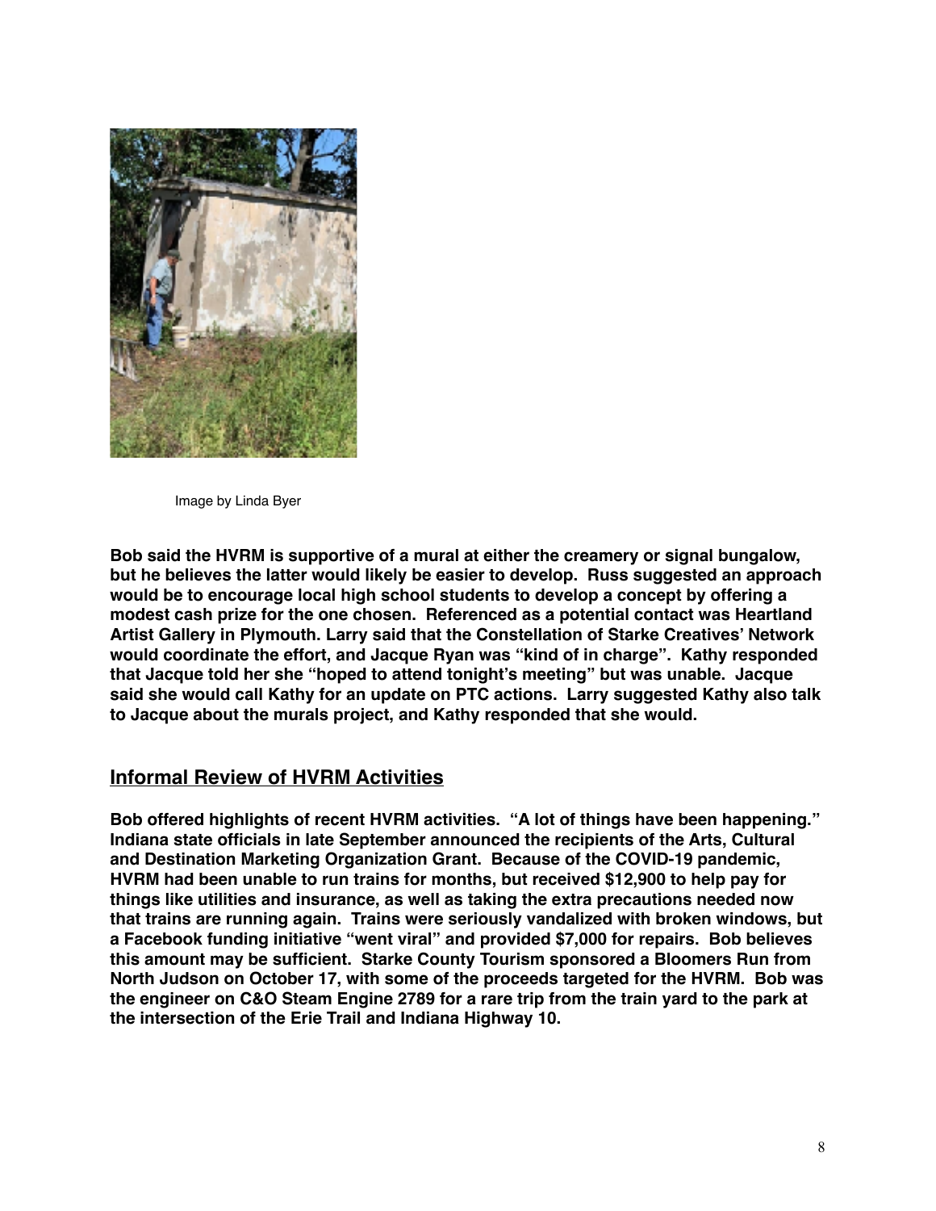Image by Linda Byer

**Bob said the HVRM is supportive of a mural at either the creamery or signal bungalow, but he believes the latter would likely be easier to develop. Russ suggested an approach would be to encourage local high school students to develop a concept by offering a modest cash prize for the one chosen. Referenced as a potential contact was Heartland Artist Gallery in Plymouth. Larry said that the Constellation of Starke Creatives' Network would coordinate the effort, and Jacque Ryan was "kind of in charge". Kathy responded that Jacque told her she "hoped to attend tonight's meeting" but was unable. Jacque said she would call Kathy for an update on PTC actions. Larry suggested Kathy also talk to Jacque about the murals project, and Kathy responded that she would.**

## Informal Review of HVRM Activities

**Bob offered highlights of recent HVRM activities. "A lot of things have been happening." Indiana state officials in late September announced the recipients of the Arts, Cultural and Destination Marketing Organization Grant. Because of the COVID-19 pandemic, HVRM had been unable to run trains for months, but received $12,900 to help pay for things like utilities and insurance, as well as taking the extra precautions needed now that trains are running again. Trains were seriously vandalized with broken windows, but a Facebook funding initiative "went viral" and provided $7,000 for repairs. Bob believes this amount may be sufficient. Starke County Tourism sponsored a Bloomers Run from North Judson on October 17, with some of the proceeds targeted for the HVRM. Bob was the engineer on C&O Steam Engine 2789 for a rare trip from the train yard to the park at the intersection of the Erie Trail and Indiana Highway 10.**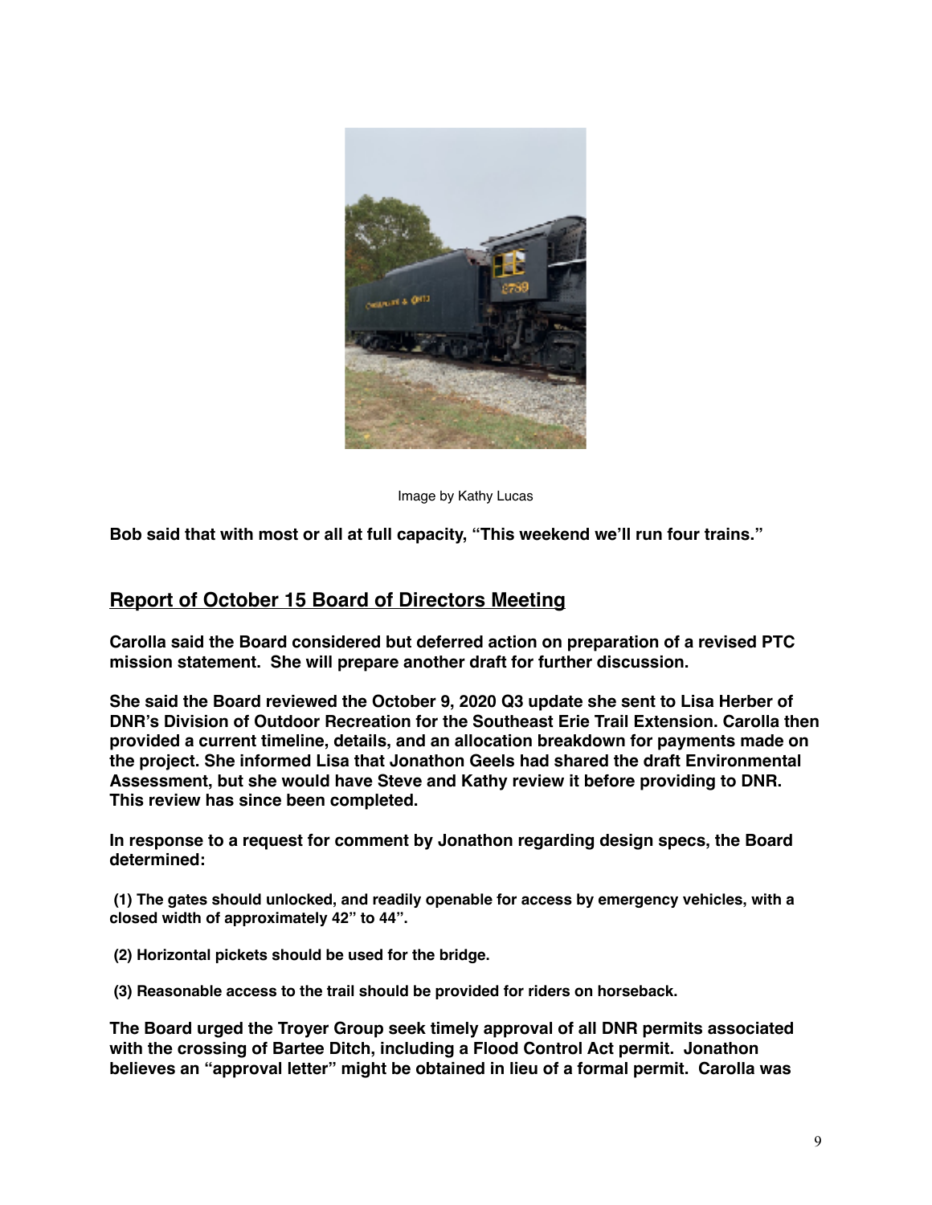Image by Kathy Lucas

**Bob said that with most or all at full capacity, "This weekend we'll run four trains."**

## Report of October 15 Board of Directors Meeting

**Carolla said the Board considered but deferred action on preparation of a revised PTC mission statement. She will prepare another draft for further discussion.**

**She said the Board reviewed the October 9, 2020 Q3 update she sent to Lisa Herber of DNR's Division of Outdoor Recreation for the Southeast Erie Trail Extension. Carolla then provided a current timeline, details, and an allocation breakdown for payments made on the project. She informed Lisa that Jonathon Geels had shared the draft Environmental Assessment, but she would have Steve and Kathy review it before providing to DNR. This review has since been completed.**

**In response to a request for comment by Jonathon regarding design specs, the Board determined:**

**(1) The gates should unlocked, and readily openable for access by emergency vehicles, with a closed width of approximately 42" to 44".**

**(2) Horizontal pickets should be used for the bridge.**

**(3) Reasonable access to the trail should be provided for riders on horseback.**

**The Board urged the Troyer Group seek timely approval of all DNR permits associated with the crossing of Bartee Ditch, including a Flood Control Act permit. Jonathon believes an "approval letter" might be obtained in lieu of a formal permit. Carolla was**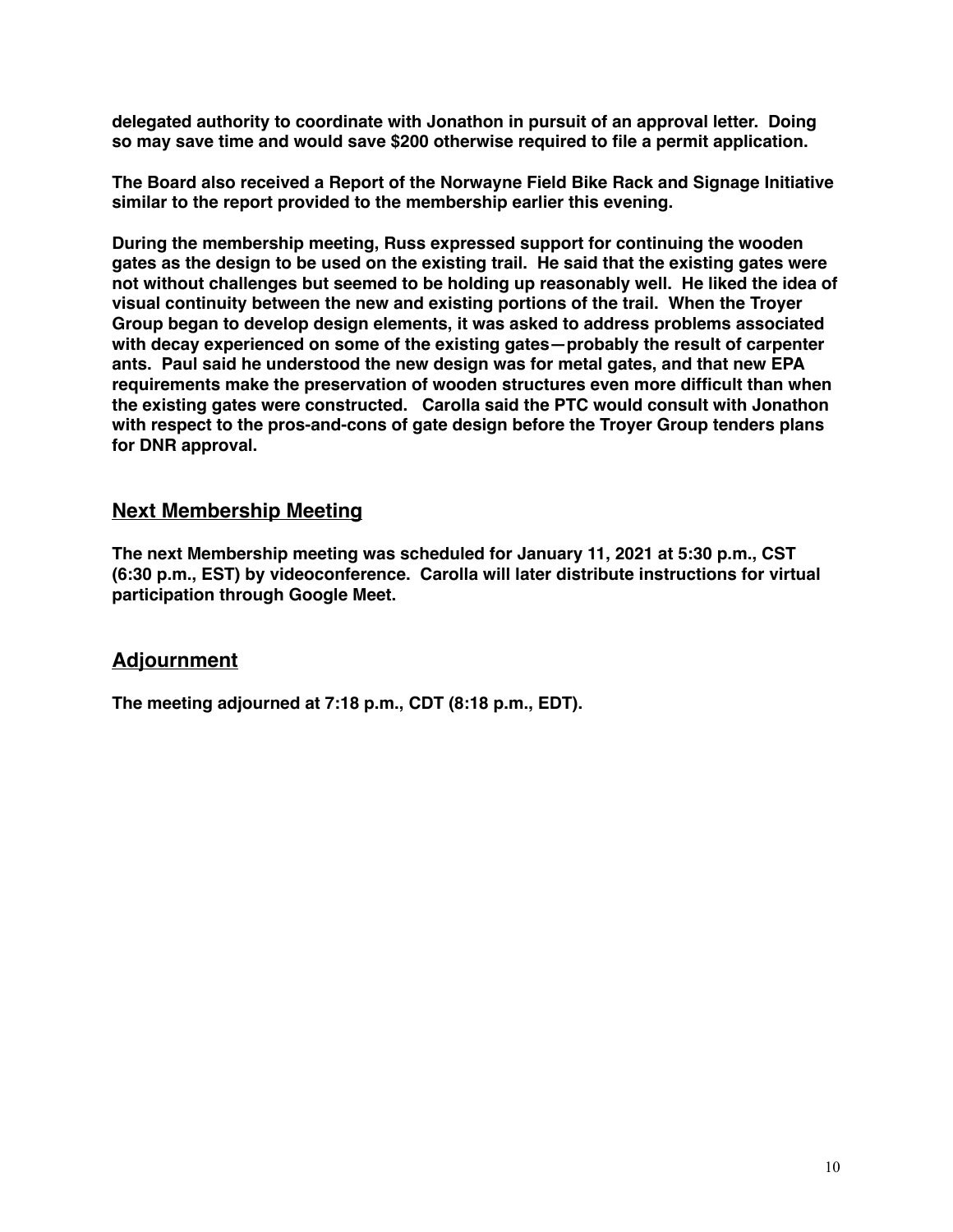**delegated authority to coordinate with Jonathon in pursuit of an approval letter. Doing so may save time and would save $200 otherwise required to file a permit application.**

**The Board also received a Report of the Norwayne Field Bike Rack and Signage Initiative similar to the report provided to the membership earlier this evening.**

**During the membership meeting, Russ expressed support for continuing the wooden gates as the design to be used on the existing trail. He said that the existing gates were not without challenges but seemed to be holding up reasonably well. He liked the idea of visual continuity between the new and existing portions of the trail. When the Troyer Group began to develop design elements, it was asked to address problems associated with decay experienced on some of the existing gates—probably the result of carpenter ants. Paul said he understood the new design was for metal gates, and that new EPA requirements make the preservation of wooden structures even more difficult than when the existing gates were constructed. Carolla said the PTC would consult with Jonathon with respect to the pros-and-cons of gate design before the Troyer Group tenders plans for DNR approval.**

## Next Membership Meeting

**The next Membership meeting was scheduled for January 11, 2021 at 5:30 p.m., CST (6:30 p.m., EST) by videoconference. Carolla will later distribute instructions for virtual participation through Google Meet.**

## Adjournment

**The meeting adjourned at 7:18 p.m., CDT (8:18 p.m., EDT).**